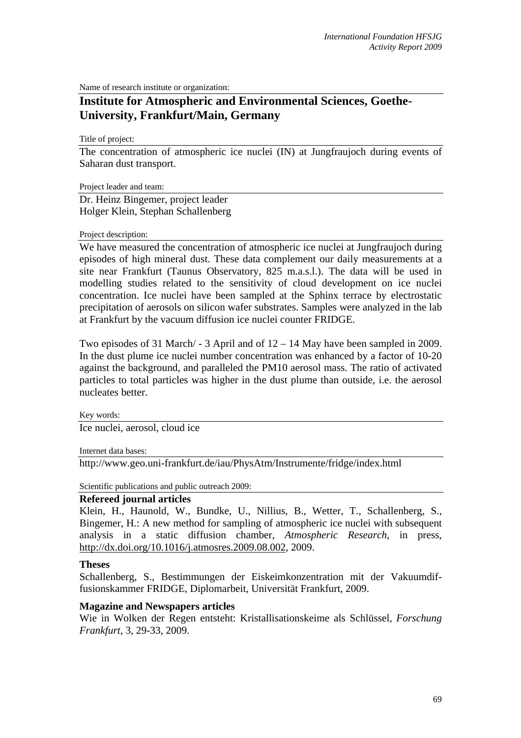Name of research institute or organization:

# Institute for Atmospheric and Environmental Sciences, Goethe-University, Frankfurt/Main, Germany

Title of project:

The concentration of atmospheric ice nuclei (IN) at Jungfraujoch during events of Saharan dust transport.

Project leader and team:

Dr. Heinz Bingemer, project leader
Holger Klein, Stephan Schallenberg

Project description:

We have measured the concentration of atmospheric ice nuclei at Jungfraujoch during episodes of high mineral dust. These data complement our daily measurements at a site near Frankfurt (Taunus Observatory, 825 m.a.s.l.). The data will be used in modelling studies related to the sensitivity of cloud development on ice nuclei concentration. Ice nuclei have been sampled at the Sphinx terrace by electrostatic precipitation of aerosols on silicon wafer substrates. Samples were analyzed in the lab at Frankfurt by the vacuum diffusion ice nuclei counter FRIDGE.

Two episodes of 31 March/ - 3 April and of 12 – 14 May have been sampled in 2009. In the dust plume ice nuclei number concentration was enhanced by a factor of 10-20 against the background, and paralleled the PM10 aerosol mass. The ratio of activated particles to total particles was higher in the dust plume than outside, i.e. the aerosol nucleates better.

Key words:

Ice nuclei, aerosol, cloud ice

Internet data bases:

http://www.geo.uni-frankfurt.de/iau/PhysAtm/Instrumente/fridge/index.html

Scientific publications and public outreach 2009:

### Refereed journal articles

Klein, H., Haunold, W., Bundke, U., Nillius, B., Wetter, T., Schallenberg, S., Bingemer, H.: A new method for sampling of atmospheric ice nuclei with subsequent analysis in a static diffusion chamber, *Atmospheric Research*, in press, http://dx.doi.org/10.1016/j.atmosres.2009.08.002, 2009.

### Theses

Schallenberg, S., Bestimmungen der Eiskeimkonzentration mit der Vakuumdiffusionskammer FRIDGE, Diplomarbeit, Universität Frankfurt, 2009.

### Magazine and Newspapers articles

Wie in Wolken der Regen entsteht: Kristallisationskeime als Schlüssel, *Forschung Frankfurt*, 3, 29-33, 2009.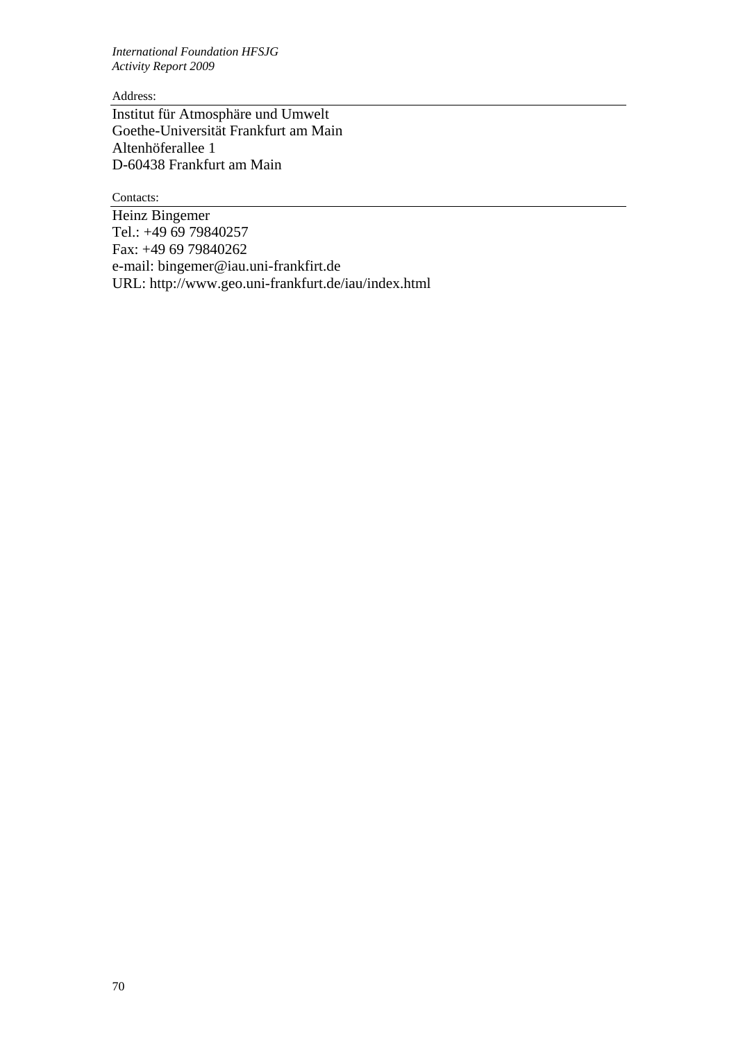Address:

Institut für Atmosphäre und Umwelt
Goethe-Universität Frankfurt am Main
Altenhöferallee 1
D-60438 Frankfurt am Main

Contacts:

Heinz Bingemer
Tel.: +49 69 79840257
Fax: +49 69 79840262
e-mail: bingemer@iau.uni-frankfirt.de
URL: http://www.geo.uni-frankfurt.de/iau/index.html